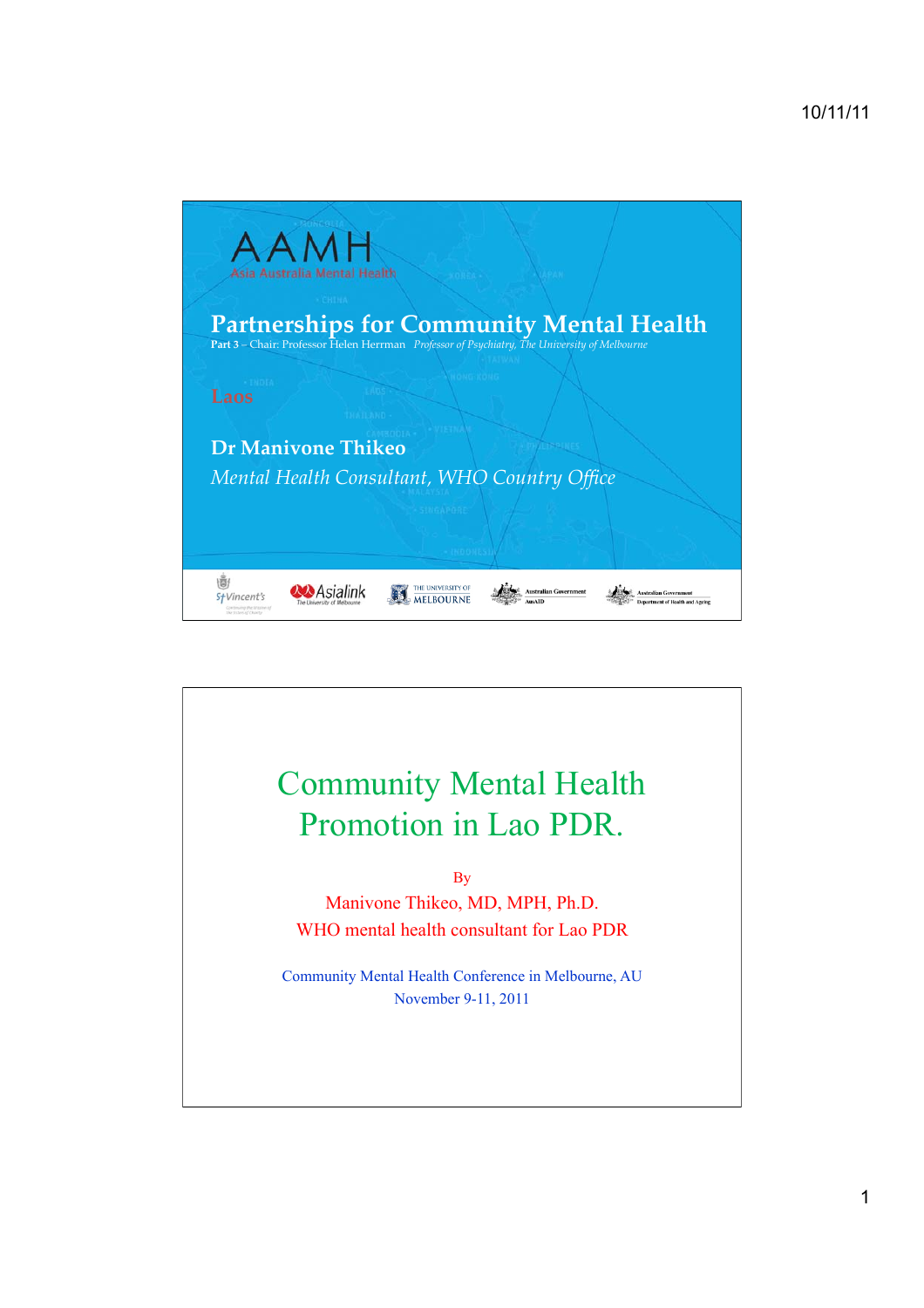# AAMH

Asia Australia Mental Health

## Partnerships for Community Mental Health

**Part 3** – Chair: Professor Helen Herrman *Professor of Psychiatry, The University of Melbourne*

Laos

**Dr Manivone Thikeo**

*Mental Health Consultant, WHO Country Office*

St Vincent's | Asialink The University of Melbourne | The University of Melbourne | Australian Government AusAID | Australian Government Department of Health and Ageing

---

# Community Mental Health Promotion in Lao PDR.

By

Manivone Thikeo, MD, MPH, Ph.D.

WHO mental health consultant for Lao PDR

Community Mental Health Conference in Melbourne, AU

November 9-11, 2011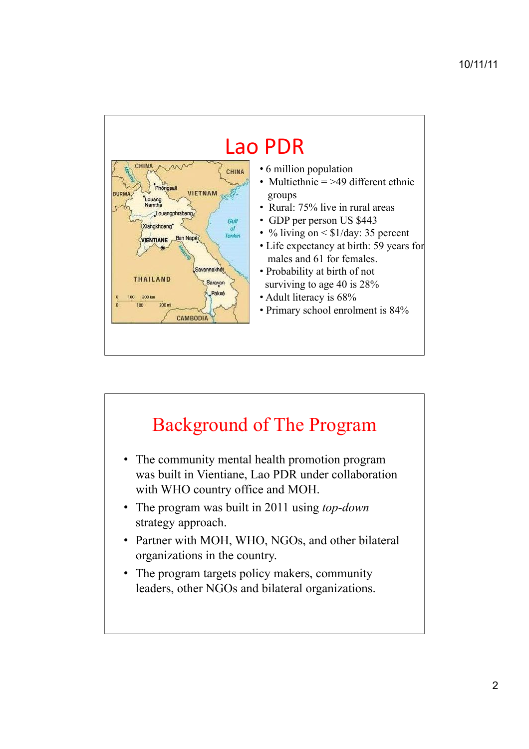# Lao PDR

- 6 million population
- Multiethnic = >49 different ethnic groups
- Rural: 75% live in rural areas
- GDP per person US $443
- % living on < $1/day: 35 percent
- Life expectancy at birth: 59 years for males and 61 for females.
- Probability at birth of not surviving to age 40 is 28%
- Adult literacy is 68%
- Primary school enrolment is 84%

# Background of The Program

- The community mental health promotion program was built in Vientiane, Lao PDR under collaboration with WHO country office and MOH.
- The program was built in 2011 using *top-down* strategy approach.
- Partner with MOH, WHO, NGOs, and other bilateral organizations in the country.
- The program targets policy makers, community leaders, other NGOs and bilateral organizations.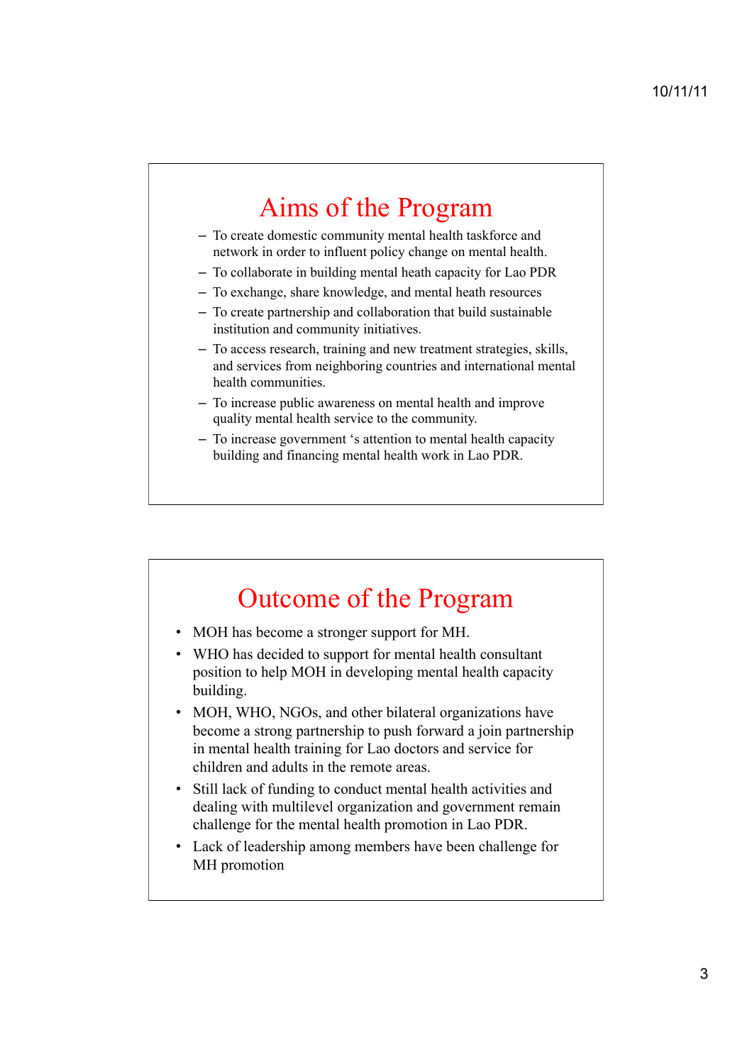# Aims of the Program

- To create domestic community mental health taskforce and network in order to influent policy change on mental health.
- To collaborate in building mental heath capacity for Lao PDR
- To exchange, share knowledge, and mental heath resources
- To create partnership and collaboration that build sustainable institution and community initiatives.
- To access research, training and new treatment strategies, skills, and services from neighboring countries and international mental health communities.
- To increase public awareness on mental health and improve quality mental health service to the community.
- To increase government 's attention to mental health capacity building and financing mental health work in Lao PDR.

# Outcome of the Program

- MOH has become a stronger support for MH.
- WHO has decided to support for mental health consultant position to help MOH in developing mental health capacity building.
- MOH, WHO, NGOs, and other bilateral organizations have become a strong partnership to push forward a join partnership in mental health training for Lao doctors and service for children and adults in the remote areas.
- Still lack of funding to conduct mental health activities and dealing with multilevel organization and government remain challenge for the mental health promotion in Lao PDR.
- Lack of leadership among members have been challenge for MH promotion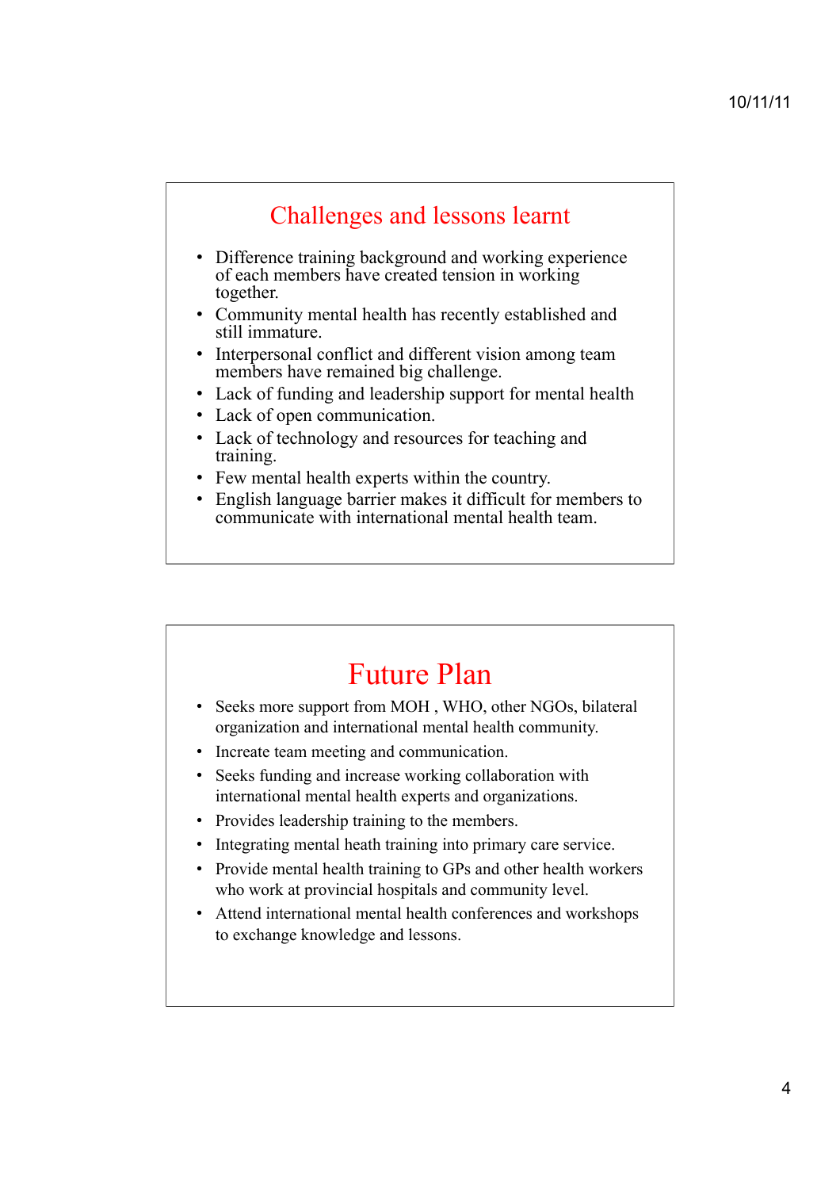## Challenges and lessons learnt

- Difference training background and working experience of each members have created tension in working together.
- Community mental health has recently established and still immature.
- Interpersonal conflict and different vision among team members have remained big challenge.
- Lack of funding and leadership support for mental health
- Lack of open communication.
- Lack of technology and resources for teaching and training.
- Few mental health experts within the country.
- English language barrier makes it difficult for members to communicate with international mental health team.

## Future Plan

- Seeks more support from MOH , WHO, other NGOs, bilateral organization and international mental health community.
- Increate team meeting and communication.
- Seeks funding and increase working collaboration with international mental health experts and organizations.
- Provides leadership training to the members.
- Integrating mental heath training into primary care service.
- Provide mental health training to GPs and other health workers who work at provincial hospitals and community level.
- Attend international mental health conferences and workshops to exchange knowledge and lessons.